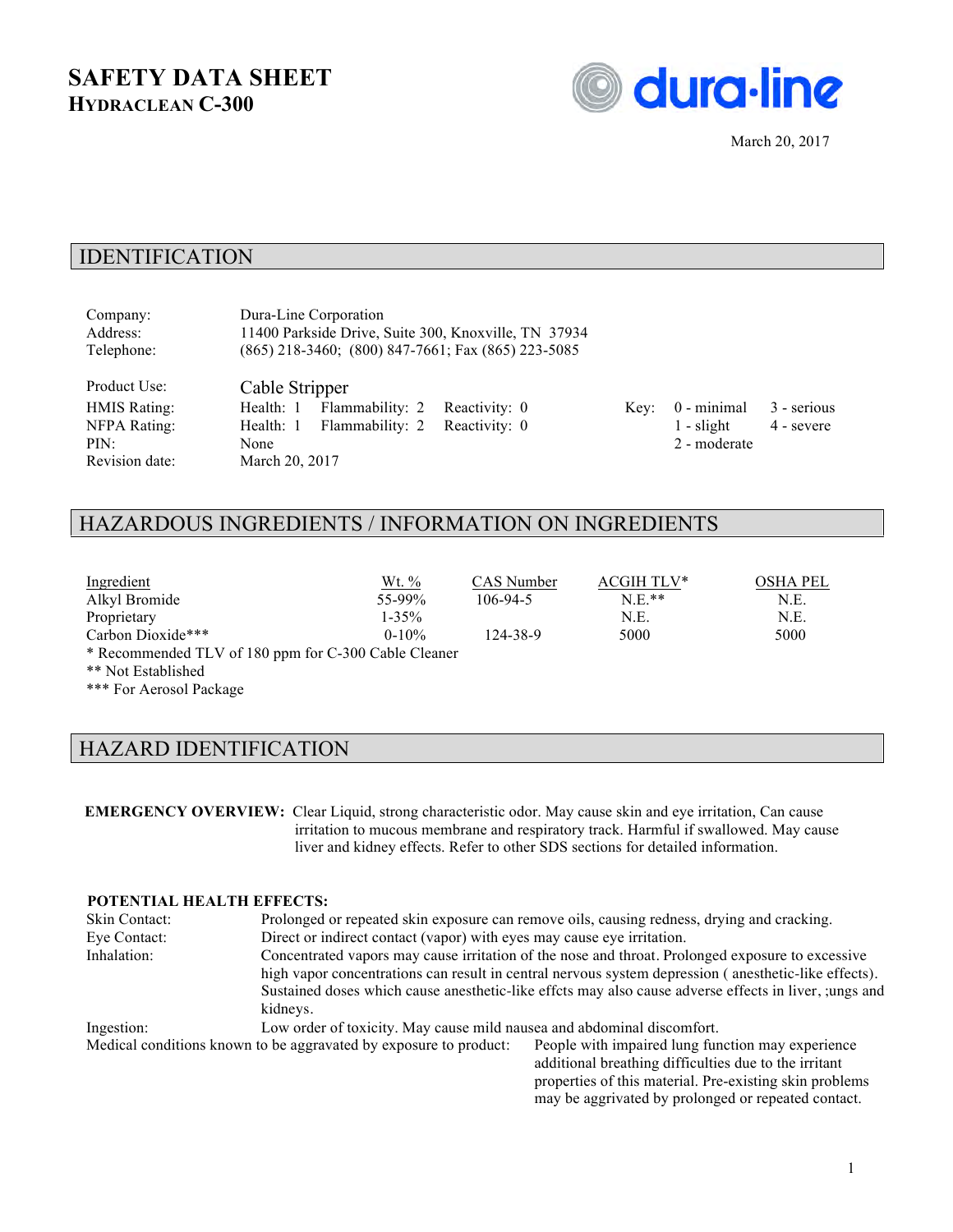# SAFETY DATA SHEET
## HYDRACLEAN C-300

dura-line

March 20, 2017

## IDENTIFICATION

| | |
|---|---|
| Company: | Dura-Line Corporation |
| Address: | 11400 Parkside Drive, Suite 300, Knoxville, TN 37934 |
| Telephone: | (865) 218-3460; (800) 847-7661; Fax (865) 223-5085 |

| | | | | | | |
|---|---|---|---|---|---|---|
| Product Use: | Cable Stripper | | | | | |
| HMIS Rating: | Health: 1 | Flammability: 2 | Reactivity: 0 | Key: | 0 - minimal | 3 - serious |
| NFPA Rating: | Health: 1 | Flammability: 2 | Reactivity: 0 | | 1 - slight | 4 - severe |
| PIN: | None | | | | 2 - moderate | |
| Revision date: | March 20, 2017 | | | | | |

## HAZARDOUS INGREDIENTS / INFORMATION ON INGREDIENTS

| Ingredient | Wt. % | CAS Number | ACGIH TLV* | OSHA PEL |
|---|---|---|---|---|
| Alkyl Bromide | 55-99% | 106-94-5 | N.E.** | N.E. |
| Proprietary | 1-35% | | N.E. | N.E. |
| Carbon Dioxide*** | 0-10% | 124-38-9 | 5000 | 5000 |

\* Recommended TLV of 180 ppm for C-300 Cable Cleaner
** Not Established
*** For Aerosol Package

## HAZARD IDENTIFICATION

**EMERGENCY OVERVIEW:** Clear Liquid, strong characteristic odor. May cause skin and eye irritation, Can cause irritation to mucous membrane and respiratory track. Harmful if swallowed. May cause liver and kidney effects. Refer to other SDS sections for detailed information.

**POTENTIAL HEALTH EFFECTS:**

Skin Contact: Prolonged or repeated skin exposure can remove oils, causing redness, drying and cracking.

Eye Contact: Direct or indirect contact (vapor) with eyes may cause eye irritation.

Inhalation: Concentrated vapors may cause irritation of the nose and throat. Prolonged exposure to excessive high vapor concentrations can result in central nervous system depression ( anesthetic-like effects). Sustained doses which cause anesthetic-like effcts may also cause adverse effects in liver, ;ungs and kidneys.

Ingestion: Low order of toxicity. May cause mild nausea and abdominal discomfort.

Medical conditions known to be aggravated by exposure to product: People with impaired lung function may experience additional breathing difficulties due to the irritant properties of this material. Pre-existing skin problems may be aggrivated by prolonged or repeated contact.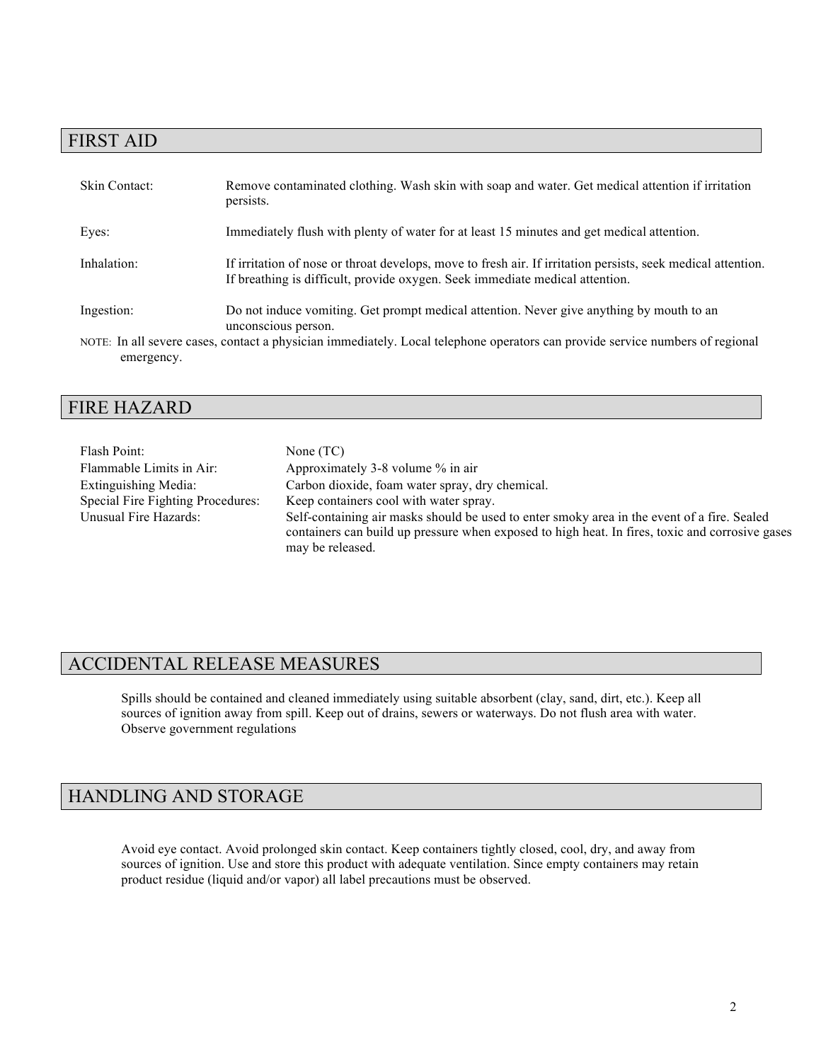## FIRST AID

| | |
|---|---|
| Skin Contact: | Remove contaminated clothing. Wash skin with soap and water. Get medical attention if irritation persists. |
| Eyes: | Immediately flush with plenty of water for at least 15 minutes and get medical attention. |
| Inhalation: | If irritation of nose or throat develops, move to fresh air. If irritation persists, seek medical attention. If breathing is difficult, provide oxygen. Seek immediate medical attention. |
| Ingestion: | Do not induce vomiting. Get prompt medical attention. Never give anything by mouth to an unconscious person. |

NOTE: In all severe cases, contact a physician immediately. Local telephone operators can provide service numbers of regional emergency.

## FIRE HAZARD

| | |
|---|---|
| Flash Point: | None (TC) |
| Flammable Limits in Air: | Approximately 3-8 volume % in air |
| Extinguishing Media: | Carbon dioxide, foam water spray, dry chemical. |
| Special Fire Fighting Procedures: | Keep containers cool with water spray. |
| Unusual Fire Hazards: | Self-containing air masks should be used to enter smoky area in the event of a fire. Sealed containers can build up pressure when exposed to high heat. In fires, toxic and corrosive gases may be released. |

## ACCIDENTAL RELEASE MEASURES

Spills should be contained and cleaned immediately using suitable absorbent (clay, sand, dirt, etc.). Keep all sources of ignition away from spill. Keep out of drains, sewers or waterways. Do not flush area with water. Observe government regulations

## HANDLING AND STORAGE

Avoid eye contact. Avoid prolonged skin contact. Keep containers tightly closed, cool, dry, and away from sources of ignition. Use and store this product with adequate ventilation. Since empty containers may retain product residue (liquid and/or vapor) all label precautions must be observed.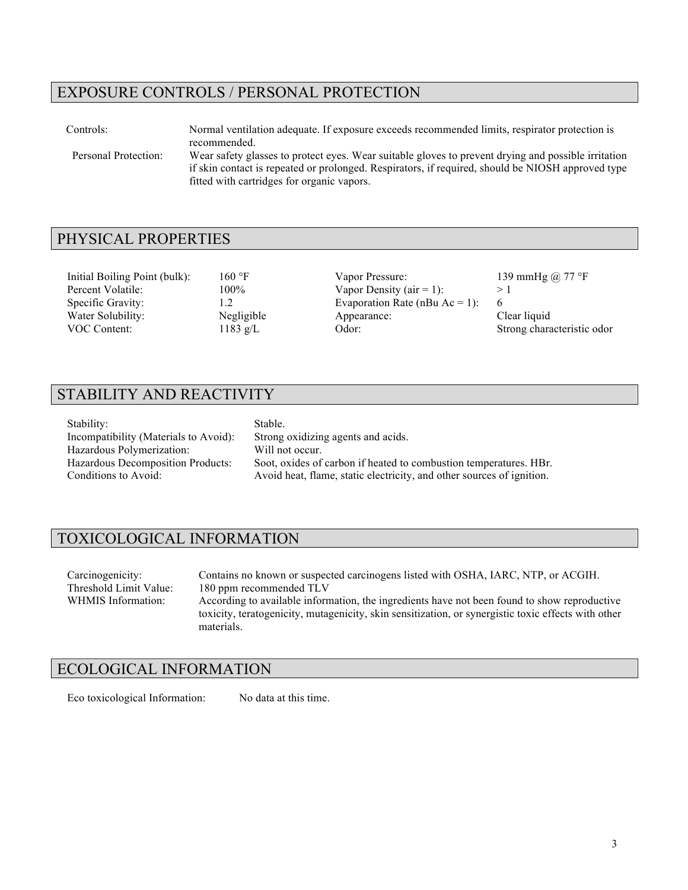## EXPOSURE CONTROLS / PERSONAL PROTECTION

| | |
|---|---|
| Controls: | Normal ventilation adequate. If exposure exceeds recommended limits, respirator protection is recommended. |
| Personal Protection: | Wear safety glasses to protect eyes. Wear suitable gloves to prevent drying and possible irritation if skin contact is repeated or prolonged. Respirators, if required, should be NIOSH approved type fitted with cartridges for organic vapors. |

## PHYSICAL PROPERTIES

| | | | |
|---|---|---|---|
| Initial Boiling Point (bulk): | 160 °F | Vapor Pressure: | 139 mmHg @ 77 °F |
| Percent Volatile: | 100% | Vapor Density (air = 1): | > 1 |
| Specific Gravity: | 1.2 | Evaporation Rate (nBu Ac = 1): | 6 |
| Water Solubility: | Negligible | Appearance: | Clear liquid |
| VOC Content: | 1183 g/L | Odor: | Strong characteristic odor |

## STABILITY AND REACTIVITY

| | |
|---|---|
| Stability: | Stable. |
| Incompatibility (Materials to Avoid): | Strong oxidizing agents and acids. |
| Hazardous Polymerization: | Will not occur. |
| Hazardous Decomposition Products: | Soot, oxides of carbon if heated to combustion temperatures. HBr. |
| Conditions to Avoid: | Avoid heat, flame, static electricity, and other sources of ignition. |

## TOXICOLOGICAL INFORMATION

| | |
|---|---|
| Carcinogenicity: | Contains no known or suspected carcinogens listed with OSHA, IARC, NTP, or ACGIH. |
| Threshold Limit Value: | 180 ppm recommended TLV |
| WHMIS Information: | According to available information, the ingredients have not been found to show reproductive toxicity, teratogenicity, mutagenicity, skin sensitization, or synergistic toxic effects with other materials. |

## ECOLOGICAL INFORMATION

Eco toxicological Information: No data at this time.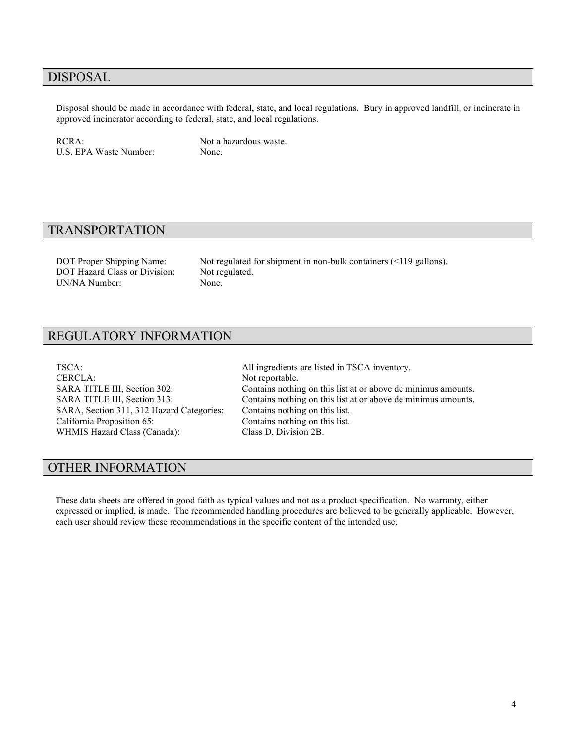## DISPOSAL

Disposal should be made in accordance with federal, state, and local regulations. Bury in approved landfill, or incinerate in approved incinerator according to federal, state, and local regulations.

| | |
|---|---|
| RCRA: | Not a hazardous waste. |
| U.S. EPA Waste Number: | None. |

## TRANSPORTATION

| | |
|---|---|
| DOT Proper Shipping Name: | Not regulated for shipment in non-bulk containers (<119 gallons). |
| DOT Hazard Class or Division: | Not regulated. |
| UN/NA Number: | None. |

## REGULATORY INFORMATION

| | |
|---|---|
| TSCA: | All ingredients are listed in TSCA inventory. |
| CERCLA: | Not reportable. |
| SARA TITLE III, Section 302: | Contains nothing on this list at or above de minimus amounts. |
| SARA TITLE III, Section 313: | Contains nothing on this list at or above de minimus amounts. |
| SARA, Section 311, 312 Hazard Categories: | Contains nothing on this list. |
| California Proposition 65: | Contains nothing on this list. |
| WHMIS Hazard Class (Canada): | Class D, Division 2B. |

## OTHER INFORMATION

These data sheets are offered in good faith as typical values and not as a product specification. No warranty, either expressed or implied, is made. The recommended handling procedures are believed to be generally applicable. However, each user should review these recommendations in the specific content of the intended use.